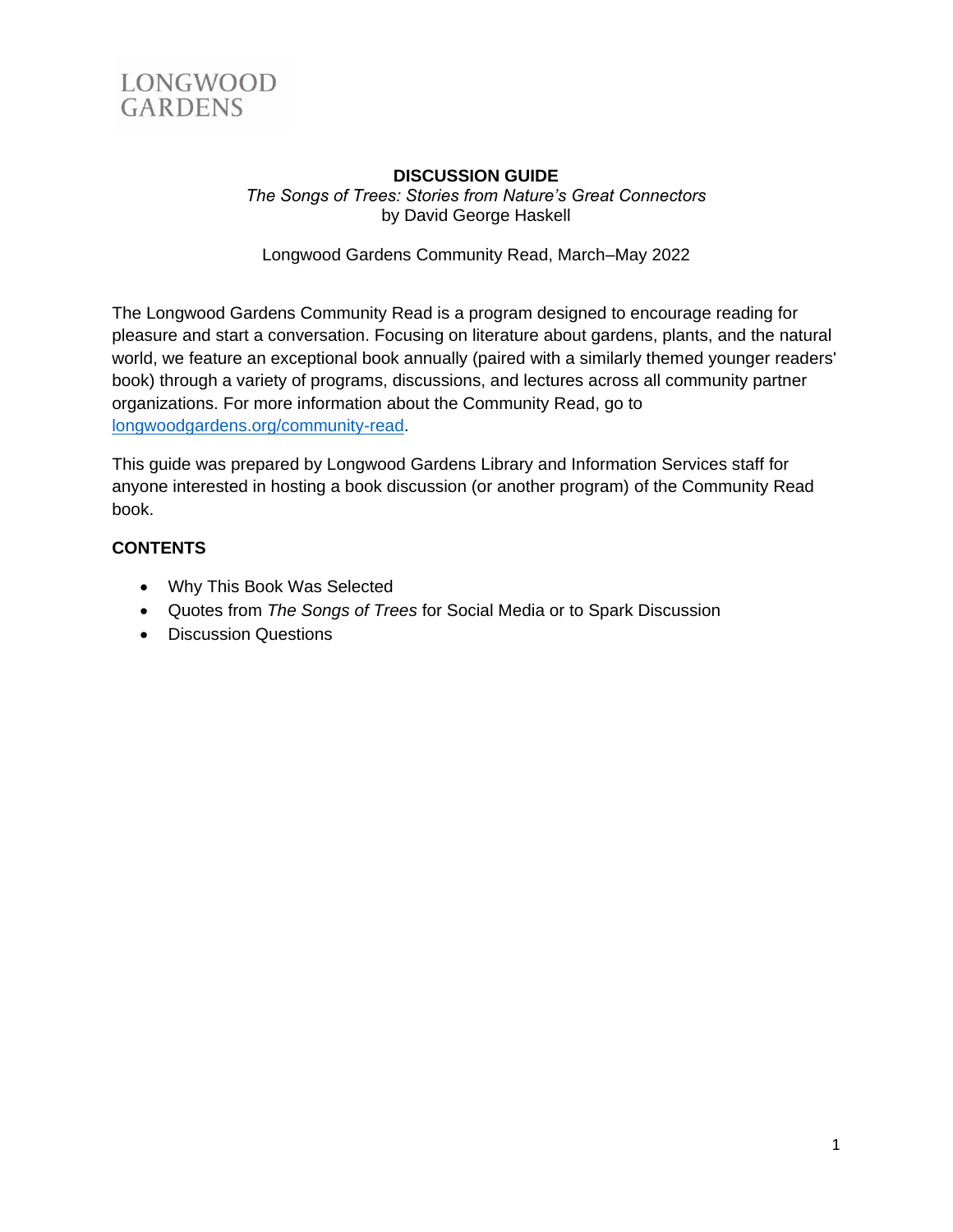LONGWOOD
GARDENS

# DISCUSSION GUIDE

*The Songs of Trees: Stories from Nature's Great Connectors*
by David George Haskell

Longwood Gardens Community Read, March–May 2022

The Longwood Gardens Community Read is a program designed to encourage reading for pleasure and start a conversation. Focusing on literature about gardens, plants, and the natural world, we feature an exceptional book annually (paired with a similarly themed younger readers' book) through a variety of programs, discussions, and lectures across all community partner organizations. For more information about the Community Read, go to [longwoodgardens.org/community-read](longwoodgardens.org/community-read).

This guide was prepared by Longwood Gardens Library and Information Services staff for anyone interested in hosting a book discussion (or another program) of the Community Read book.

**CONTENTS**

- Why This Book Was Selected
- Quotes from *The Songs of Trees* for Social Media or to Spark Discussion
- Discussion Questions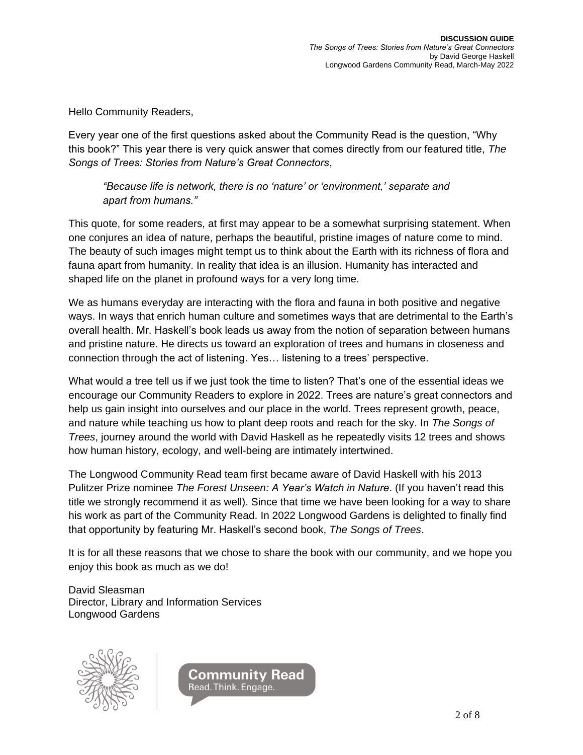Hello Community Readers,

Every year one of the first questions asked about the Community Read is the question, "Why this book?" This year there is very quick answer that comes directly from our featured title, *The Songs of Trees: Stories from Nature's Great Connectors*,

> *"Because life is network, there is no 'nature' or 'environment,' separate and apart from humans."*

This quote, for some readers, at first may appear to be a somewhat surprising statement. When one conjures an idea of nature, perhaps the beautiful, pristine images of nature come to mind. The beauty of such images might tempt us to think about the Earth with its richness of flora and fauna apart from humanity. In reality that idea is an illusion. Humanity has interacted and shaped life on the planet in profound ways for a very long time.

We as humans everyday are interacting with the flora and fauna in both positive and negative ways. In ways that enrich human culture and sometimes ways that are detrimental to the Earth's overall health. Mr. Haskell's book leads us away from the notion of separation between humans and pristine nature. He directs us toward an exploration of trees and humans in closeness and connection through the act of listening. Yes… listening to a trees' perspective.

What would a tree tell us if we just took the time to listen? That's one of the essential ideas we encourage our Community Readers to explore in 2022. Trees are nature's great connectors and help us gain insight into ourselves and our place in the world. Trees represent growth, peace, and nature while teaching us how to plant deep roots and reach for the sky. In *The Songs of Trees*, journey around the world with David Haskell as he repeatedly visits 12 trees and shows how human history, ecology, and well-being are intimately intertwined.

The Longwood Community Read team first became aware of David Haskell with his 2013 Pulitzer Prize nominee *The Forest Unseen: A Year's Watch in Nature*. (If you haven't read this title we strongly recommend it as well). Since that time we have been looking for a way to share his work as part of the Community Read. In 2022 Longwood Gardens is delighted to finally find that opportunity by featuring Mr. Haskell's second book, *The Songs of Trees*.

It is for all these reasons that we chose to share the book with our community, and we hope you enjoy this book as much as we do!

David Sleasman
Director, Library and Information Services
Longwood Gardens

**Community Read**
Read. Think. Engage.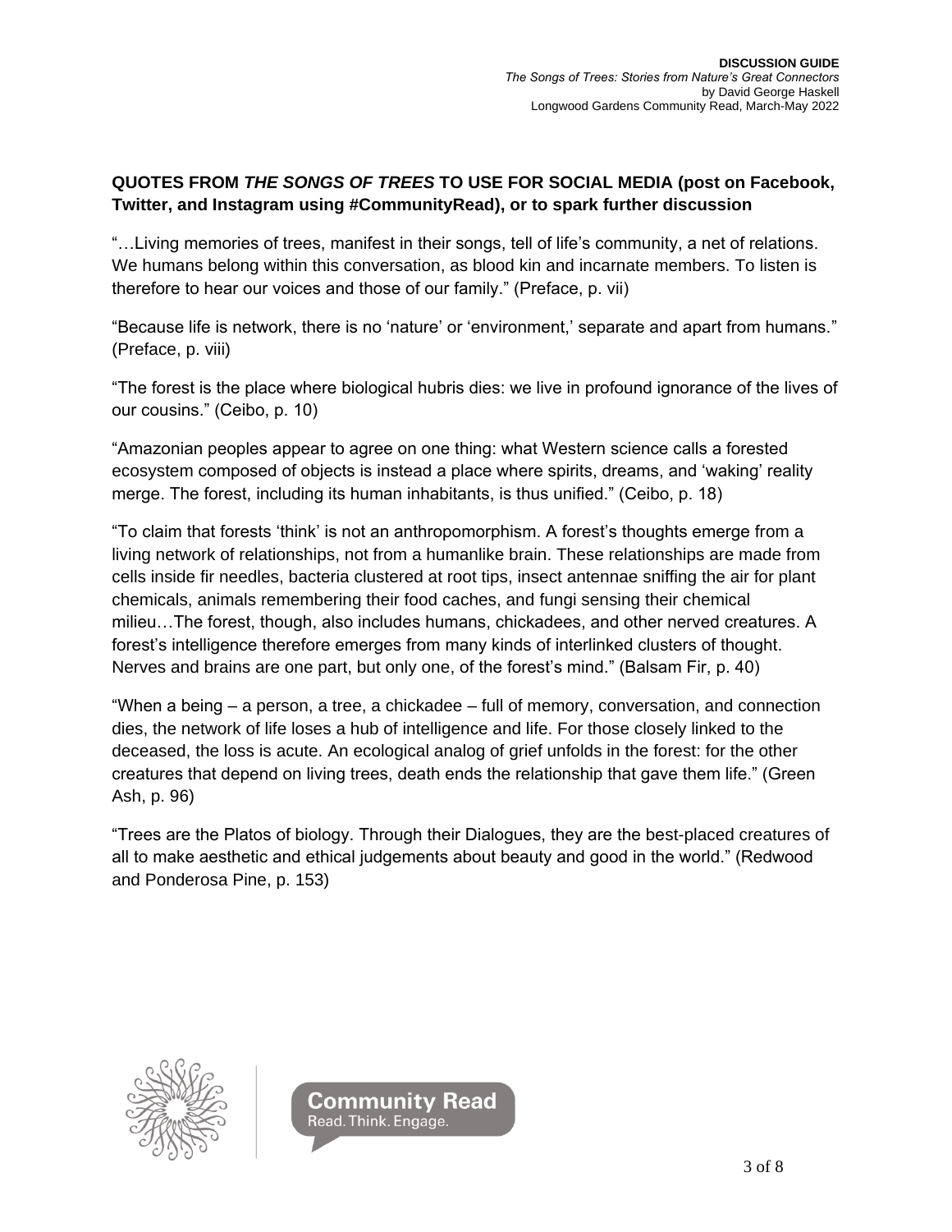**QUOTES FROM *THE SONGS OF TREES* TO USE FOR SOCIAL MEDIA (post on Facebook, Twitter, and Instagram using #CommunityRead), or to spark further discussion**

"…Living memories of trees, manifest in their songs, tell of life's community, a net of relations. We humans belong within this conversation, as blood kin and incarnate members. To listen is therefore to hear our voices and those of our family." (Preface, p. vii)

"Because life is network, there is no 'nature' or 'environment,' separate and apart from humans." (Preface, p. viii)

"The forest is the place where biological hubris dies: we live in profound ignorance of the lives of our cousins." (Ceibo, p. 10)

"Amazonian peoples appear to agree on one thing: what Western science calls a forested ecosystem composed of objects is instead a place where spirits, dreams, and 'waking' reality merge. The forest, including its human inhabitants, is thus unified." (Ceibo, p. 18)

"To claim that forests 'think' is not an anthropomorphism. A forest's thoughts emerge from a living network of relationships, not from a humanlike brain. These relationships are made from cells inside fir needles, bacteria clustered at root tips, insect antennae sniffing the air for plant chemicals, animals remembering their food caches, and fungi sensing their chemical milieu…The forest, though, also includes humans, chickadees, and other nerved creatures. A forest's intelligence therefore emerges from many kinds of interlinked clusters of thought. Nerves and brains are one part, but only one, of the forest's mind." (Balsam Fir, p. 40)

"When a being – a person, a tree, a chickadee – full of memory, conversation, and connection dies, the network of life loses a hub of intelligence and life. For those closely linked to the deceased, the loss is acute. An ecological analog of grief unfolds in the forest: for the other creatures that depend on living trees, death ends the relationship that gave them life." (Green Ash, p. 96)

"Trees are the Platos of biology. Through their Dialogues, they are the best-placed creatures of all to make aesthetic and ethical judgements about beauty and good in the world." (Redwood and Ponderosa Pine, p. 153)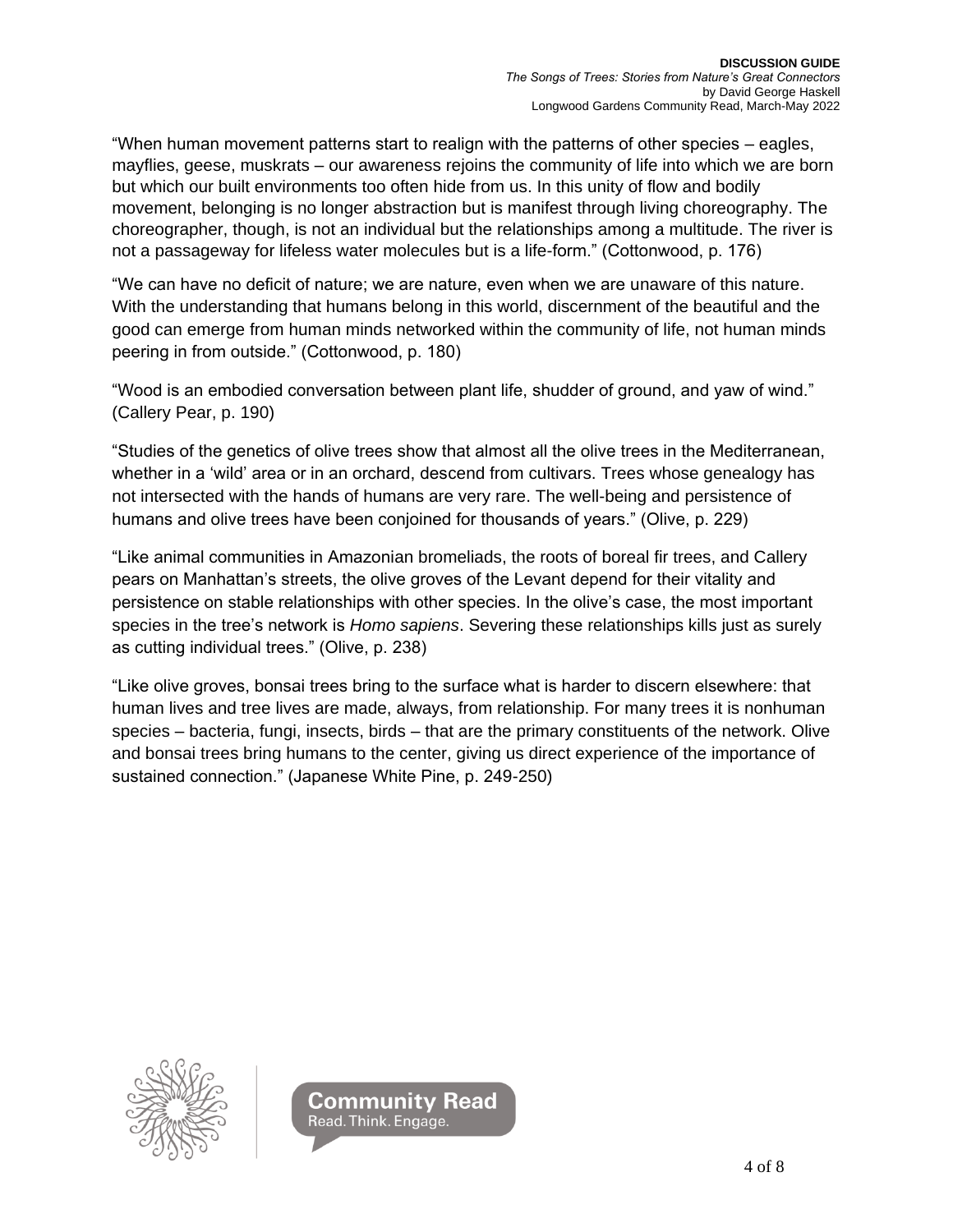"When human movement patterns start to realign with the patterns of other species – eagles, mayflies, geese, muskrats – our awareness rejoins the community of life into which we are born but which our built environments too often hide from us. In this unity of flow and bodily movement, belonging is no longer abstraction but is manifest through living choreography. The choreographer, though, is not an individual but the relationships among a multitude. The river is not a passageway for lifeless water molecules but is a life-form." (Cottonwood, p. 176)

"We can have no deficit of nature; we are nature, even when we are unaware of this nature. With the understanding that humans belong in this world, discernment of the beautiful and the good can emerge from human minds networked within the community of life, not human minds peering in from outside." (Cottonwood, p. 180)

"Wood is an embodied conversation between plant life, shudder of ground, and yaw of wind." (Callery Pear, p. 190)

"Studies of the genetics of olive trees show that almost all the olive trees in the Mediterranean, whether in a 'wild' area or in an orchard, descend from cultivars. Trees whose genealogy has not intersected with the hands of humans are very rare. The well-being and persistence of humans and olive trees have been conjoined for thousands of years." (Olive, p. 229)

"Like animal communities in Amazonian bromeliads, the roots of boreal fir trees, and Callery pears on Manhattan's streets, the olive groves of the Levant depend for their vitality and persistence on stable relationships with other species. In the olive's case, the most important species in the tree's network is *Homo sapiens*. Severing these relationships kills just as surely as cutting individual trees." (Olive, p. 238)

"Like olive groves, bonsai trees bring to the surface what is harder to discern elsewhere: that human lives and tree lives are made, always, from relationship. For many trees it is nonhuman species – bacteria, fungi, insects, birds – that are the primary constituents of the network. Olive and bonsai trees bring humans to the center, giving us direct experience of the importance of sustained connection." (Japanese White Pine, p. 249-250)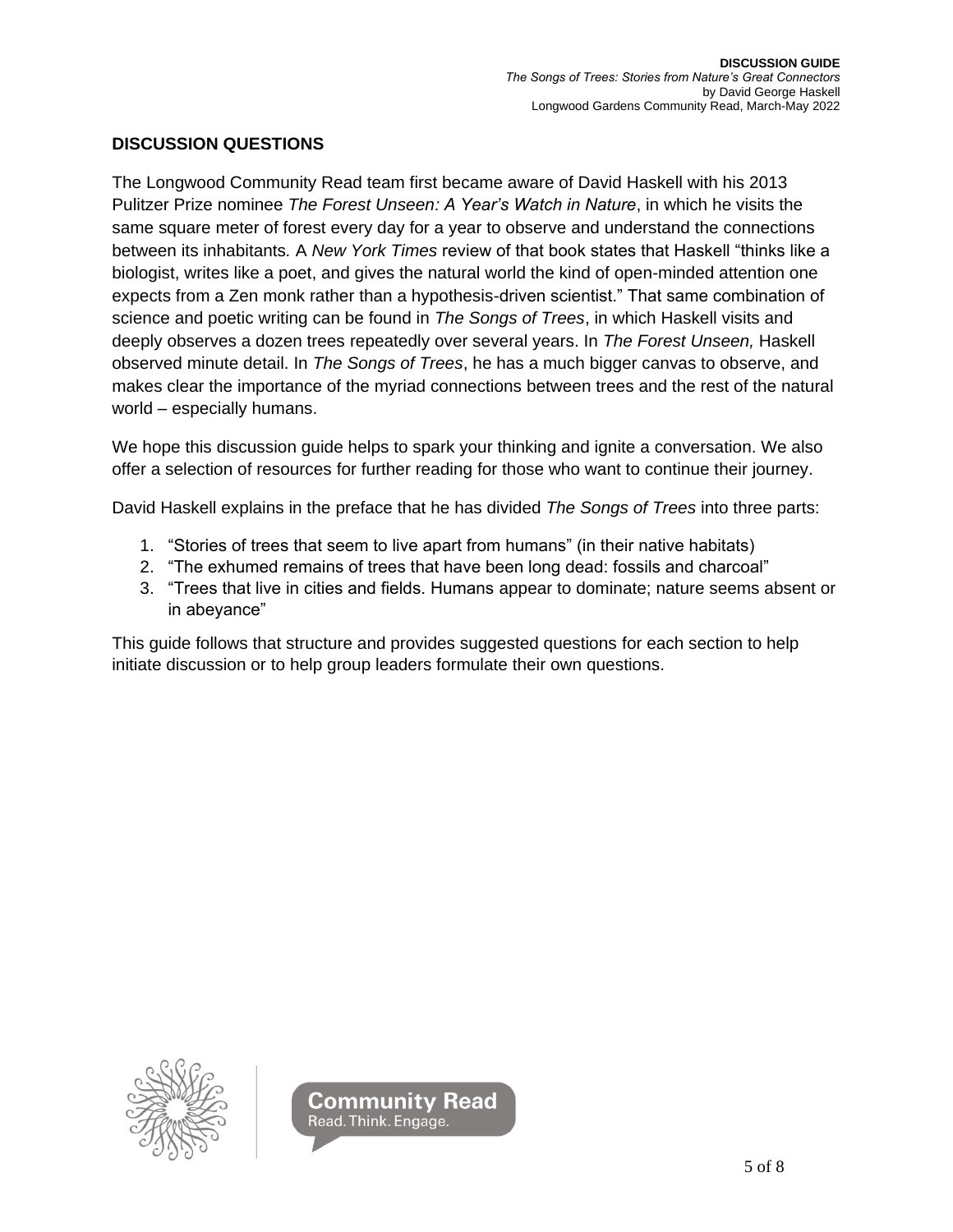## DISCUSSION QUESTIONS

The Longwood Community Read team first became aware of David Haskell with his 2013 Pulitzer Prize nominee *The Forest Unseen: A Year's Watch in Nature*, in which he visits the same square meter of forest every day for a year to observe and understand the connections between its inhabitants. A *New York Times* review of that book states that Haskell "thinks like a biologist, writes like a poet, and gives the natural world the kind of open-minded attention one expects from a Zen monk rather than a hypothesis-driven scientist." That same combination of science and poetic writing can be found in *The Songs of Trees*, in which Haskell visits and deeply observes a dozen trees repeatedly over several years. In *The Forest Unseen,* Haskell observed minute detail. In *The Songs of Trees*, he has a much bigger canvas to observe, and makes clear the importance of the myriad connections between trees and the rest of the natural world – especially humans.

We hope this discussion guide helps to spark your thinking and ignite a conversation. We also offer a selection of resources for further reading for those who want to continue their journey.

David Haskell explains in the preface that he has divided *The Songs of Trees* into three parts:

1. "Stories of trees that seem to live apart from humans" (in their native habitats)
2. "The exhumed remains of trees that have been long dead: fossils and charcoal"
3. "Trees that live in cities and fields. Humans appear to dominate; nature seems absent or in abeyance"

This guide follows that structure and provides suggested questions for each section to help initiate discussion or to help group leaders formulate their own questions.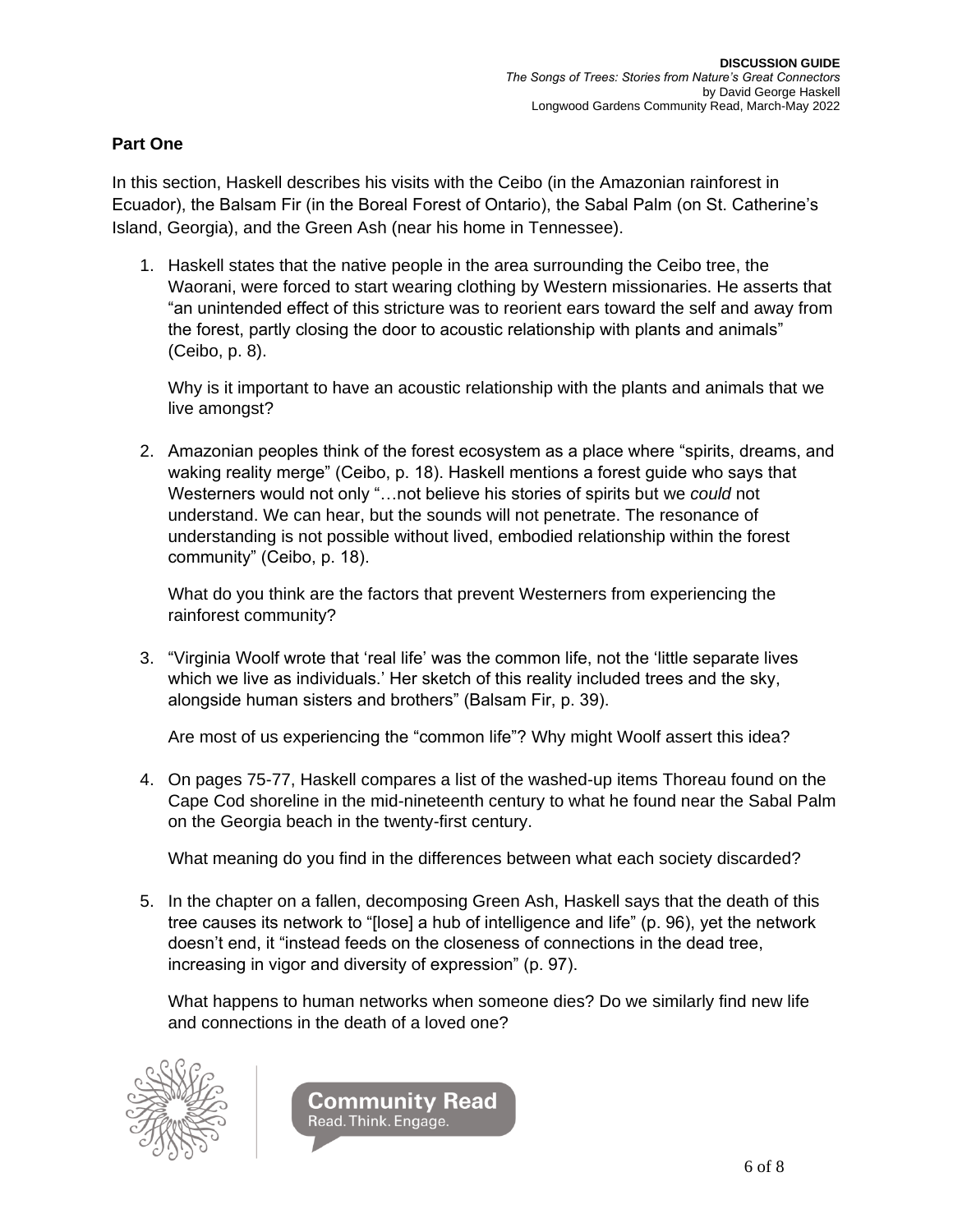## Part One

In this section, Haskell describes his visits with the Ceibo (in the Amazonian rainforest in Ecuador), the Balsam Fir (in the Boreal Forest of Ontario), the Sabal Palm (on St. Catherine's Island, Georgia), and the Green Ash (near his home in Tennessee).

1. Haskell states that the native people in the area surrounding the Ceibo tree, the Waorani, were forced to start wearing clothing by Western missionaries. He asserts that "an unintended effect of this stricture was to reorient ears toward the self and away from the forest, partly closing the door to acoustic relationship with plants and animals" (Ceibo, p. 8).

   Why is it important to have an acoustic relationship with the plants and animals that we live amongst?

2. Amazonian peoples think of the forest ecosystem as a place where "spirits, dreams, and waking reality merge" (Ceibo, p. 18). Haskell mentions a forest guide who says that Westerners would not only "…not believe his stories of spirits but we *could* not understand. We can hear, but the sounds will not penetrate. The resonance of understanding is not possible without lived, embodied relationship within the forest community" (Ceibo, p. 18).

   What do you think are the factors that prevent Westerners from experiencing the rainforest community?

3. "Virginia Woolf wrote that 'real life' was the common life, not the 'little separate lives which we live as individuals.' Her sketch of this reality included trees and the sky, alongside human sisters and brothers" (Balsam Fir, p. 39).

   Are most of us experiencing the "common life"? Why might Woolf assert this idea?

4. On pages 75-77, Haskell compares a list of the washed-up items Thoreau found on the Cape Cod shoreline in the mid-nineteenth century to what he found near the Sabal Palm on the Georgia beach in the twenty-first century.

   What meaning do you find in the differences between what each society discarded?

5. In the chapter on a fallen, decomposing Green Ash, Haskell says that the death of this tree causes its network to "[lose] a hub of intelligence and life" (p. 96), yet the network doesn't end, it "instead feeds on the closeness of connections in the dead tree, increasing in vigor and diversity of expression" (p. 97).

   What happens to human networks when someone dies? Do we similarly find new life and connections in the death of a loved one?

**Community Read**
Read. Think. Engage.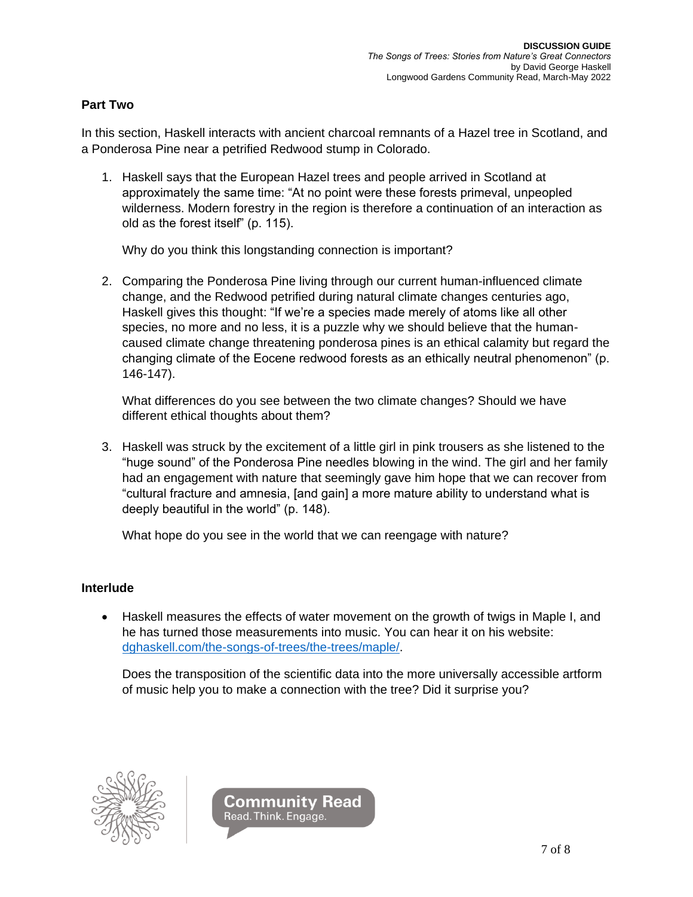## Part Two

In this section, Haskell interacts with ancient charcoal remnants of a Hazel tree in Scotland, and a Ponderosa Pine near a petrified Redwood stump in Colorado.

1. Haskell says that the European Hazel trees and people arrived in Scotland at approximately the same time: "At no point were these forests primeval, unpeopled wilderness. Modern forestry in the region is therefore a continuation of an interaction as old as the forest itself" (p. 115).

   Why do you think this longstanding connection is important?

2. Comparing the Ponderosa Pine living through our current human-influenced climate change, and the Redwood petrified during natural climate changes centuries ago, Haskell gives this thought: "If we're a species made merely of atoms like all other species, no more and no less, it is a puzzle why we should believe that the human-caused climate change threatening ponderosa pines is an ethical calamity but regard the changing climate of the Eocene redwood forests as an ethically neutral phenomenon" (p. 146-147).

   What differences do you see between the two climate changes? Should we have different ethical thoughts about them?

3. Haskell was struck by the excitement of a little girl in pink trousers as she listened to the "huge sound" of the Ponderosa Pine needles blowing in the wind. The girl and her family had an engagement with nature that seemingly gave him hope that we can recover from "cultural fracture and amnesia, [and gain] a more mature ability to understand what is deeply beautiful in the world" (p. 148).

   What hope do you see in the world that we can reengage with nature?

## Interlude

- Haskell measures the effects of water movement on the growth of twigs in Maple I, and he has turned those measurements into music. You can hear it on his website: [dghaskell.com/the-songs-of-trees/the-trees/maple/](dghaskell.com/the-songs-of-trees/the-trees/maple/).

  Does the transposition of the scientific data into the more universally accessible artform of music help you to make a connection with the tree? Did it surprise you?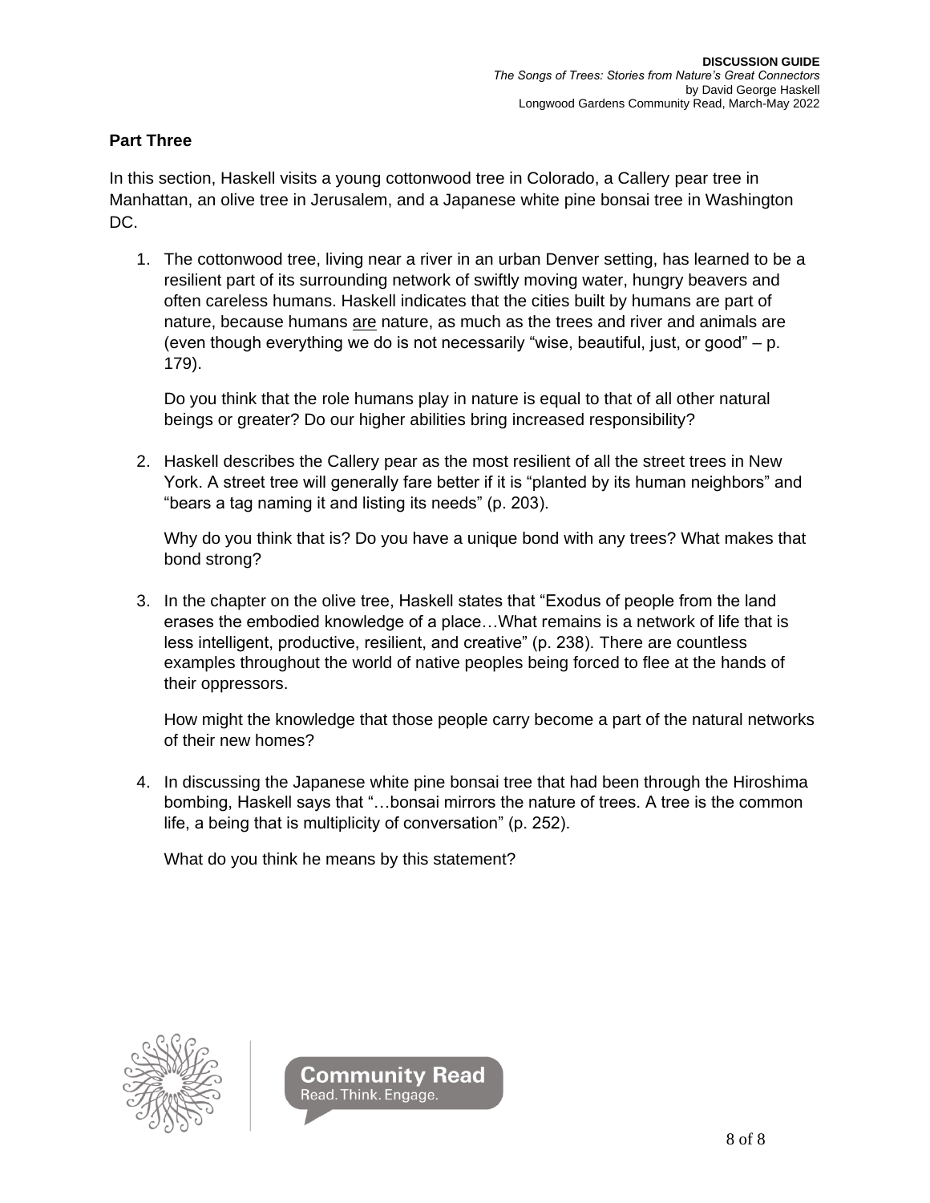## Part Three

In this section, Haskell visits a young cottonwood tree in Colorado, a Callery pear tree in Manhattan, an olive tree in Jerusalem, and a Japanese white pine bonsai tree in Washington DC.

1. The cottonwood tree, living near a river in an urban Denver setting, has learned to be a resilient part of its surrounding network of swiftly moving water, hungry beavers and often careless humans. Haskell indicates that the cities built by humans are part of nature, because humans <u>are</u> nature, as much as the trees and river and animals are (even though everything we do is not necessarily "wise, beautiful, just, or good" – p. 179).

   Do you think that the role humans play in nature is equal to that of all other natural beings or greater? Do our higher abilities bring increased responsibility?

2. Haskell describes the Callery pear as the most resilient of all the street trees in New York. A street tree will generally fare better if it is "planted by its human neighbors" and "bears a tag naming it and listing its needs" (p. 203).

   Why do you think that is? Do you have a unique bond with any trees? What makes that bond strong?

3. In the chapter on the olive tree, Haskell states that "Exodus of people from the land erases the embodied knowledge of a place…What remains is a network of life that is less intelligent, productive, resilient, and creative" (p. 238). There are countless examples throughout the world of native peoples being forced to flee at the hands of their oppressors.

   How might the knowledge that those people carry become a part of the natural networks of their new homes?

4. In discussing the Japanese white pine bonsai tree that had been through the Hiroshima bombing, Haskell says that "…bonsai mirrors the nature of trees. A tree is the common life, a being that is multiplicity of conversation" (p. 252).

   What do you think he means by this statement?

Community Read
Read. Think. Engage.